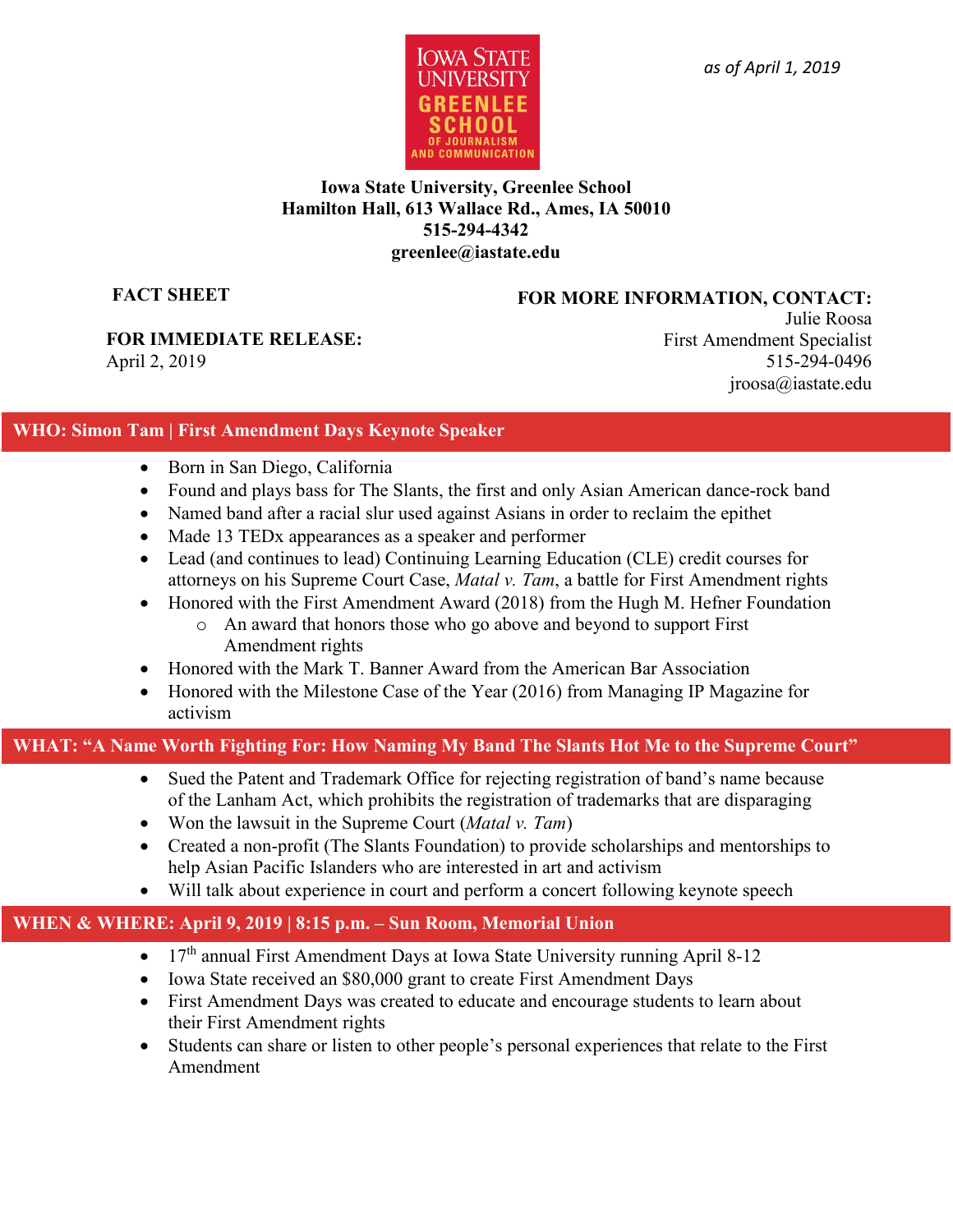Iowa State University Greenlee School of Journalism and Communication

*as of April 1, 2019*

**Iowa State University, Greenlee School**
**Hamilton Hall, 613 Wallace Rd., Ames, IA 50010**
**515-294-4342**
**greenlee@iastate.edu**

**FACT SHEET**

**FOR IMMEDIATE RELEASE:**
April 2, 2019

**FOR MORE INFORMATION, CONTACT:**
Julie Roosa
First Amendment Specialist
515-294-0496
jroosa@iastate.edu

## WHO: Simon Tam | First Amendment Days Keynote Speaker

- Born in San Diego, California
- Found and plays bass for The Slants, the first and only Asian American dance-rock band
- Named band after a racial slur used against Asians in order to reclaim the epithet
- Made 13 TEDx appearances as a speaker and performer
- Lead (and continues to lead) Continuing Learning Education (CLE) credit courses for attorneys on his Supreme Court Case, *Matal v. Tam*, a battle for First Amendment rights
- Honored with the First Amendment Award (2018) from the Hugh M. Hefner Foundation
  - An award that honors those who go above and beyond to support First Amendment rights
- Honored with the Mark T. Banner Award from the American Bar Association
- Honored with the Milestone Case of the Year (2016) from Managing IP Magazine for activism

## WHAT: "A Name Worth Fighting For: How Naming My Band The Slants Hot Me to the Supreme Court"

- Sued the Patent and Trademark Office for rejecting registration of band's name because of the Lanham Act, which prohibits the registration of trademarks that are disparaging
- Won the lawsuit in the Supreme Court (*Matal v. Tam*)
- Created a non-profit (The Slants Foundation) to provide scholarships and mentorships to help Asian Pacific Islanders who are interested in art and activism
- Will talk about experience in court and perform a concert following keynote speech

## WHEN & WHERE: April 9, 2019 | 8:15 p.m. – Sun Room, Memorial Union

- 17th annual First Amendment Days at Iowa State University running April 8-12
- Iowa State received an $80,000 grant to create First Amendment Days
- First Amendment Days was created to educate and encourage students to learn about their First Amendment rights
- Students can share or listen to other people's personal experiences that relate to the First Amendment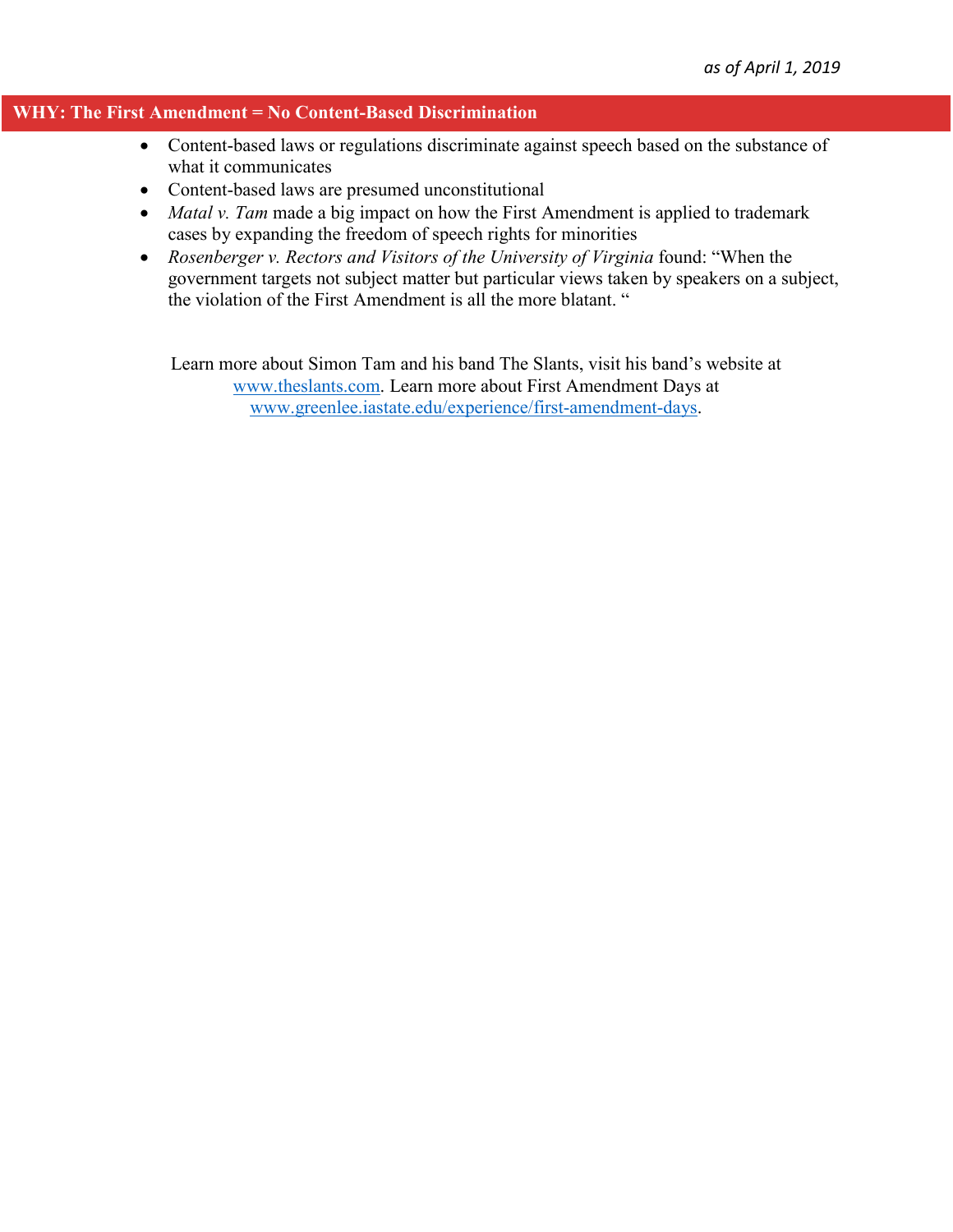*as of April 1, 2019*

## WHY: The First Amendment = No Content-Based Discrimination

- Content-based laws or regulations discriminate against speech based on the substance of what it communicates
- Content-based laws are presumed unconstitutional
- *Matal v. Tam* made a big impact on how the First Amendment is applied to trademark cases by expanding the freedom of speech rights for minorities
- *Rosenberger v. Rectors and Visitors of the University of Virginia* found: "When the government targets not subject matter but particular views taken by speakers on a subject, the violation of the First Amendment is all the more blatant. "

Learn more about Simon Tam and his band The Slants, visit his band's website at [www.theslants.com](http://www.theslants.com). Learn more about First Amendment Days at [www.greenlee.iastate.edu/experience/first-amendment-days](http://www.greenlee.iastate.edu/experience/first-amendment-days).